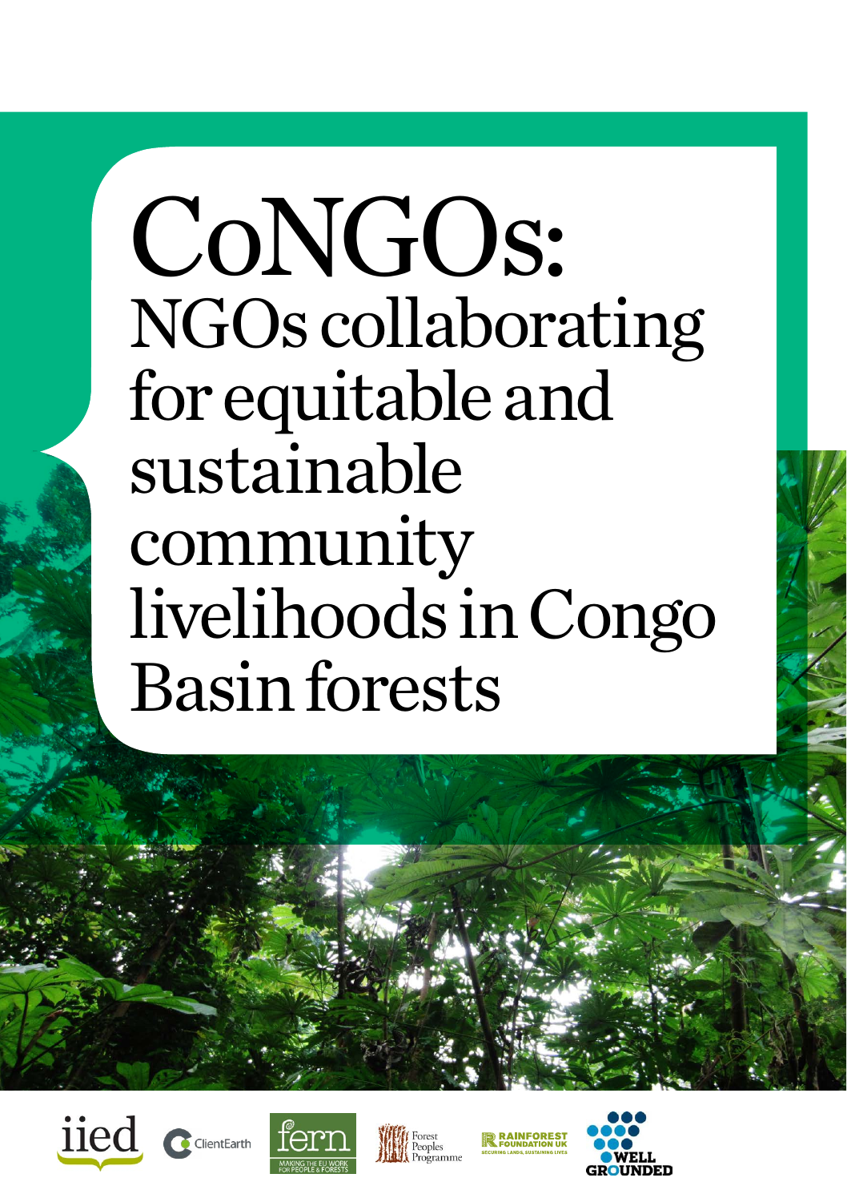# CoNGOs:

## NGOs collaborating for equitable and sustainable community livelihoods in Congo Basin forests

iied · ClientEarth · fern (MAKING THE EU WORK FOR PEOPLE & FORESTS) · Forest Peoples Programme · RAINFOREST FOUNDATION UK (SECURING LANDS, SUSTAINING LIVES) · WELL GROUNDED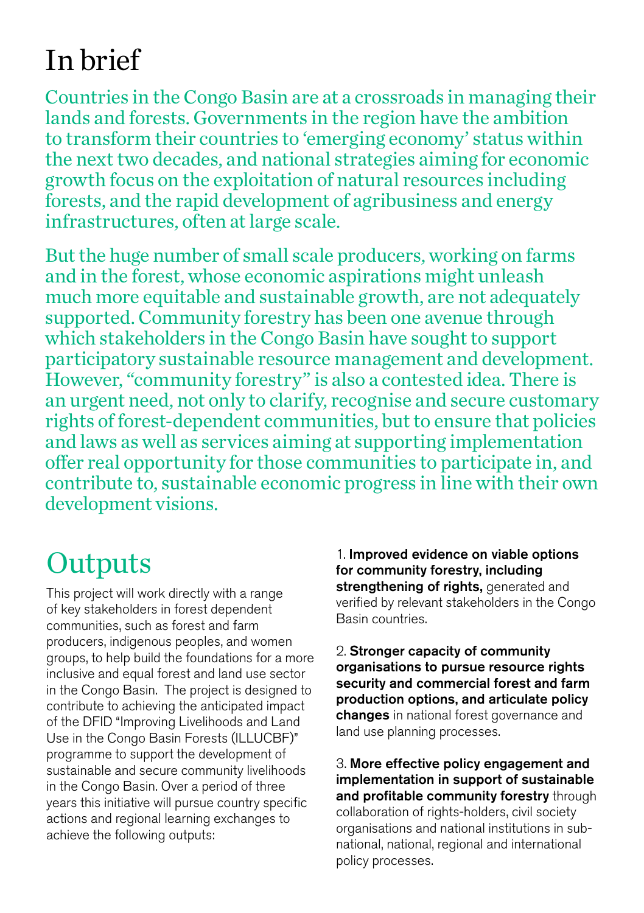# In brief

Countries in the Congo Basin are at a crossroads in managing their lands and forests. Governments in the region have the ambition to transform their countries to 'emerging economy' status within the next two decades, and national strategies aiming for economic growth focus on the exploitation of natural resources including forests, and the rapid development of agribusiness and energy infrastructures, often at large scale.

But the huge number of small scale producers, working on farms and in the forest, whose economic aspirations might unleash much more equitable and sustainable growth, are not adequately supported. Community forestry has been one avenue through which stakeholders in the Congo Basin have sought to support participatory sustainable resource management and development. However, "community forestry" is also a contested idea. There is an urgent need, not only to clarify, recognise and secure customary rights of forest-dependent communities, but to ensure that policies and laws as well as services aiming at supporting implementation offer real opportunity for those communities to participate in, and contribute to, sustainable economic progress in line with their own development visions.

# Outputs

This project will work directly with a range of key stakeholders in forest dependent communities, such as forest and farm producers, indigenous peoples, and women groups, to help build the foundations for a more inclusive and equal forest and land use sector in the Congo Basin. The project is designed to contribute to achieving the anticipated impact of the DFID "Improving Livelihoods and Land Use in the Congo Basin Forests (ILLUCBF)" programme to support the development of sustainable and secure community livelihoods in the Congo Basin. Over a period of three years this initiative will pursue country specific actions and regional learning exchanges to achieve the following outputs:

1. **Improved evidence on viable options for community forestry, including strengthening of rights,** generated and verified by relevant stakeholders in the Congo Basin countries.

2. **Stronger capacity of community organisations to pursue resource rights security and commercial forest and farm production options, and articulate policy changes** in national forest governance and land use planning processes.

3. **More effective policy engagement and implementation in support of sustainable and profitable community forestry** through collaboration of rights-holders, civil society organisations and national institutions in sub-national, national, regional and international policy processes.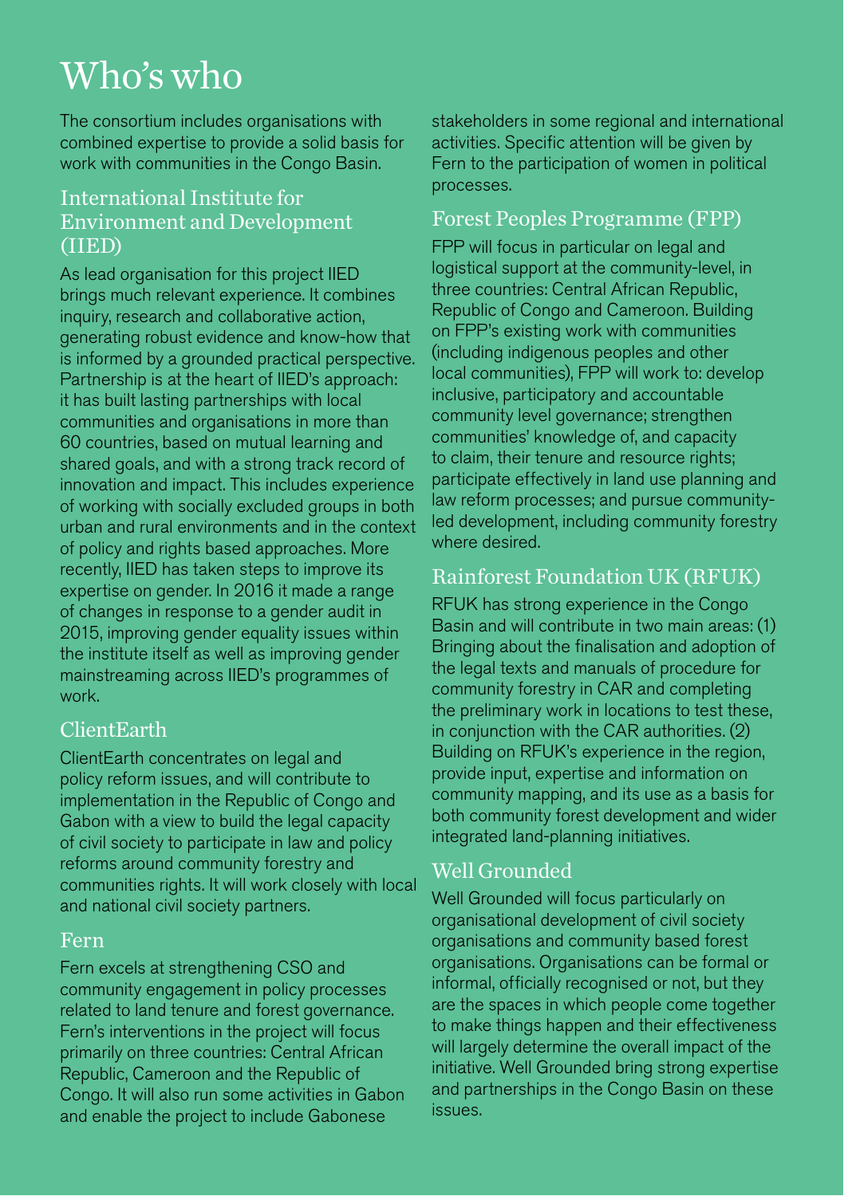# Who's who

The consortium includes organisations with combined expertise to provide a solid basis for work with communities in the Congo Basin.

## International Institute for Environment and Development (IIED)

As lead organisation for this project IIED brings much relevant experience. It combines inquiry, research and collaborative action, generating robust evidence and know-how that is informed by a grounded practical perspective. Partnership is at the heart of IIED's approach: it has built lasting partnerships with local communities and organisations in more than 60 countries, based on mutual learning and shared goals, and with a strong track record of innovation and impact. This includes experience of working with socially excluded groups in both urban and rural environments and in the context of policy and rights based approaches. More recently, IIED has taken steps to improve its expertise on gender. In 2016 it made a range of changes in response to a gender audit in 2015, improving gender equality issues within the institute itself as well as improving gender mainstreaming across IIED's programmes of work.

## ClientEarth

ClientEarth concentrates on legal and policy reform issues, and will contribute to implementation in the Republic of Congo and Gabon with a view to build the legal capacity of civil society to participate in law and policy reforms around community forestry and communities rights. It will work closely with local and national civil society partners.

## Fern

Fern excels at strengthening CSO and community engagement in policy processes related to land tenure and forest governance. Fern's interventions in the project will focus primarily on three countries: Central African Republic, Cameroon and the Republic of Congo. It will also run some activities in Gabon and enable the project to include Gabonese stakeholders in some regional and international activities. Specific attention will be given by Fern to the participation of women in political processes.

## Forest Peoples Programme (FPP)

FPP will focus in particular on legal and logistical support at the community-level, in three countries: Central African Republic, Republic of Congo and Cameroon. Building on FPP's existing work with communities (including indigenous peoples and other local communities), FPP will work to: develop inclusive, participatory and accountable community level governance; strengthen communities' knowledge of, and capacity to claim, their tenure and resource rights; participate effectively in land use planning and law reform processes; and pursue community-led development, including community forestry where desired.

## Rainforest Foundation UK (RFUK)

RFUK has strong experience in the Congo Basin and will contribute in two main areas: (1) Bringing about the finalisation and adoption of the legal texts and manuals of procedure for community forestry in CAR and completing the preliminary work in locations to test these, in conjunction with the CAR authorities. (2) Building on RFUK's experience in the region, provide input, expertise and information on community mapping, and its use as a basis for both community forest development and wider integrated land-planning initiatives.

## Well Grounded

Well Grounded will focus particularly on organisational development of civil society organisations and community based forest organisations. Organisations can be formal or informal, officially recognised or not, but they are the spaces in which people come together to make things happen and their effectiveness will largely determine the overall impact of the initiative. Well Grounded bring strong expertise and partnerships in the Congo Basin on these issues.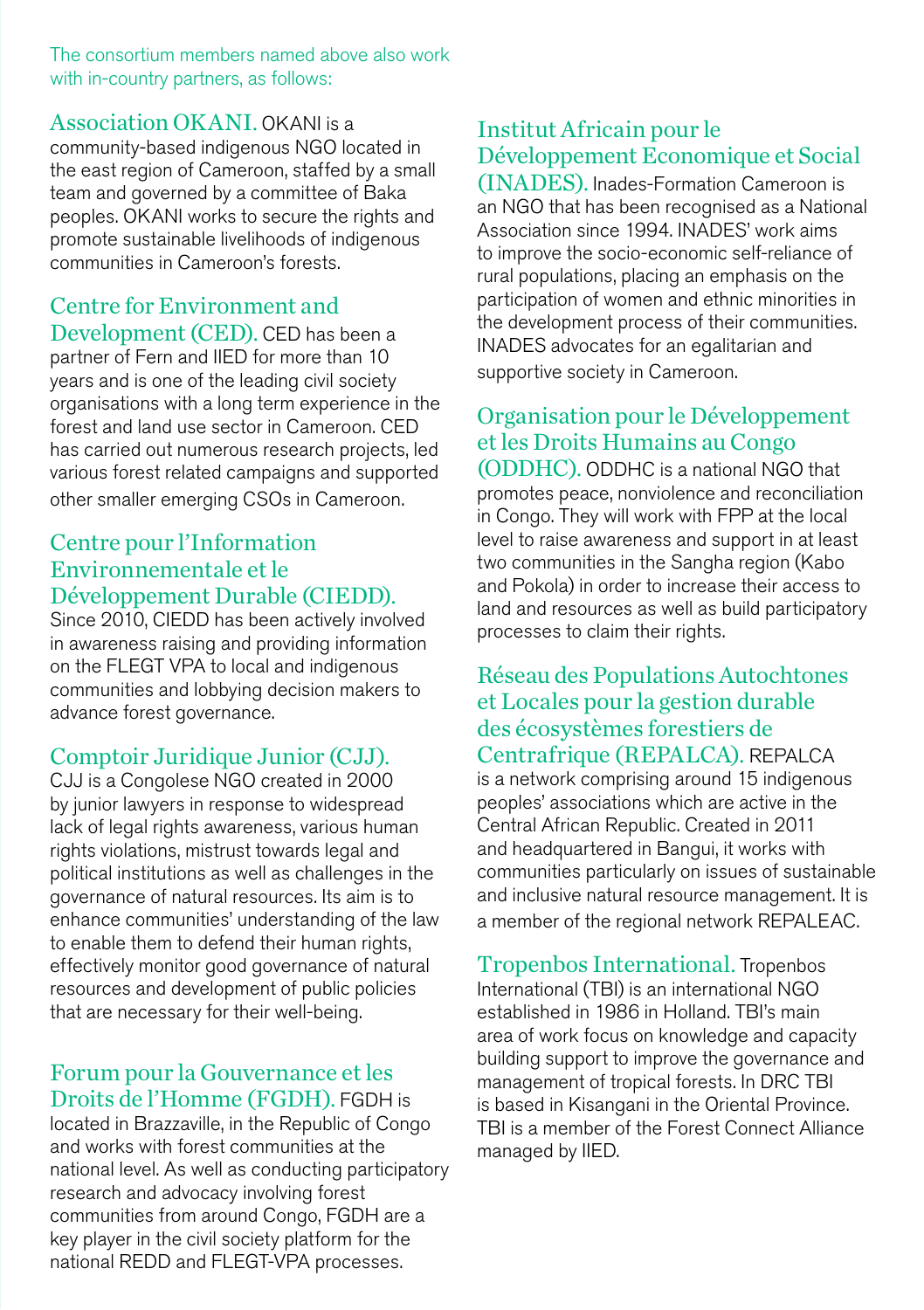The consortium members named above also work with in-country partners, as follows:

**Association OKANI.** OKANI is a community-based indigenous NGO located in the east region of Cameroon, staffed by a small team and governed by a committee of Baka peoples. OKANI works to secure the rights and promote sustainable livelihoods of indigenous communities in Cameroon's forests.

**Centre for Environment and Development (CED).** CED has been a partner of Fern and IIED for more than 10 years and is one of the leading civil society organisations with a long term experience in the forest and land use sector in Cameroon. CED has carried out numerous research projects, led various forest related campaigns and supported other smaller emerging CSOs in Cameroon.

**Centre pour l'Information Environnementale et le Développement Durable (CIEDD).** Since 2010, CIEDD has been actively involved in awareness raising and providing information on the FLEGT VPA to local and indigenous communities and lobbying decision makers to advance forest governance.

**Comptoir Juridique Junior (CJJ).** CJJ is a Congolese NGO created in 2000 by junior lawyers in response to widespread lack of legal rights awareness, various human rights violations, mistrust towards legal and political institutions as well as challenges in the governance of natural resources. Its aim is to enhance communities' understanding of the law to enable them to defend their human rights, effectively monitor good governance of natural resources and development of public policies that are necessary for their well-being.

**Forum pour la Gouvernance et les Droits de l'Homme (FGDH).** FGDH is located in Brazzaville, in the Republic of Congo and works with forest communities at the national level. As well as conducting participatory research and advocacy involving forest communities from around Congo, FGDH are a key player in the civil society platform for the national REDD and FLEGT-VPA processes.

**Institut Africain pour le Développement Economique et Social (INADES).** Inades-Formation Cameroon is an NGO that has been recognised as a National Association since 1994. INADES' work aims to improve the socio-economic self-reliance of rural populations, placing an emphasis on the participation of women and ethnic minorities in the development process of their communities. INADES advocates for an egalitarian and supportive society in Cameroon.

**Organisation pour le Développement et les Droits Humains au Congo (ODDHC).** ODDHC is a national NGO that promotes peace, nonviolence and reconciliation in Congo. They will work with FPP at the local level to raise awareness and support in at least two communities in the Sangha region (Kabo and Pokola) in order to increase their access to land and resources as well as build participatory processes to claim their rights.

**Réseau des Populations Autochtones et Locales pour la gestion durable des écosystèmes forestiers de Centrafrique (REPALCA).** REPALCA is a network comprising around 15 indigenous peoples' associations which are active in the Central African Republic. Created in 2011 and headquartered in Bangui, it works with communities particularly on issues of sustainable and inclusive natural resource management. It is a member of the regional network REPALEAC.

**Tropenbos International.** Tropenbos International (TBI) is an international NGO established in 1986 in Holland. TBI's main area of work focus on knowledge and capacity building support to improve the governance and management of tropical forests. In DRC TBI is based in Kisangani in the Oriental Province. TBI is a member of the Forest Connect Alliance managed by IIED.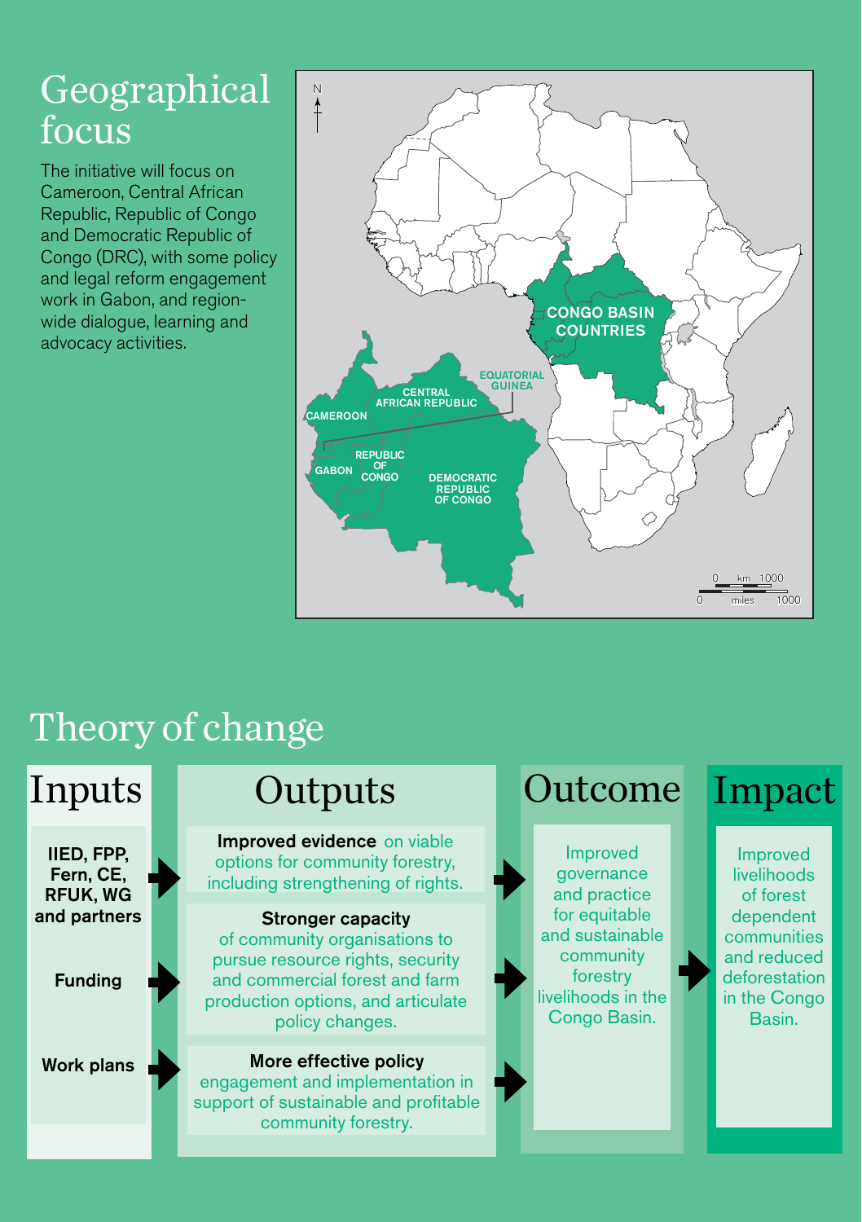# Geographical focus

The initiative will focus on Cameroon, Central African Republic, Republic of Congo and Democratic Republic of Congo (DRC), with some policy and legal reform engagement work in Gabon, and region-wide dialogue, learning and advocacy activities.

CONGO BASIN COUNTRIES

CAMEROON

CENTRAL AFRICAN REPUBLIC

EQUATORIAL GUINEA

GABON

REPUBLIC OF CONGO

DEMOCRATIC REPUBLIC OF CONGO

# Theory of change

| Inputs | Outputs | Outcome | Impact |
|---|---|---|---|
| **IIED, FPP, Fern, CE, RFUK, WG and partners** | **Improved evidence** on viable options for community forestry, including strengthening of rights. | Improved governance and practice for equitable and sustainable community forestry livelihoods in the Congo Basin. | Improved livelihoods of forest dependent communities and reduced deforestation in the Congo Basin. |
| **Funding** | **Stronger capacity** of community organisations to pursue resource rights, security and commercial forest and farm production options, and articulate policy changes. | | |
| **Work plans** | **More effective policy** engagement and implementation in support of sustainable and profitable community forestry. | | |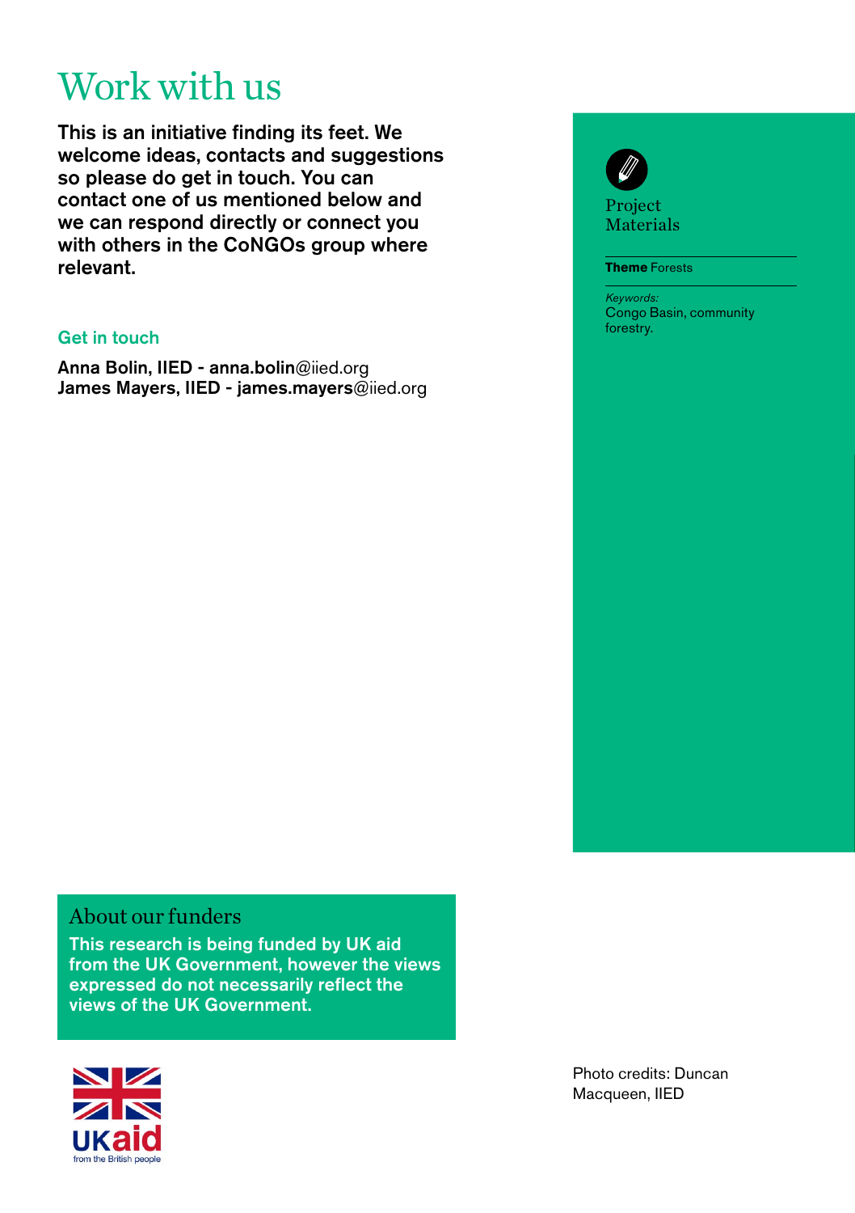# Work with us

**This is an initiative finding its feet. We welcome ideas, contacts and suggestions so please do get in touch. You can contact one of us mentioned below and we can respond directly or connect you with others in the CoNGOs group where relevant.**

## Get in touch

**Anna Bolin, IIED - anna.bolin**@iied.org
**James Mayers, IIED - james.mayers**@iied.org

Project Materials

**Theme** Forests

*Keywords:*
Congo Basin, community forestry.

## About our funders

**This research is being funded by UK aid from the UK Government, however the views expressed do not necessarily reflect the views of the UK Government.**

UKaid
from the British people

Photo credits: Duncan Macqueen, IIED